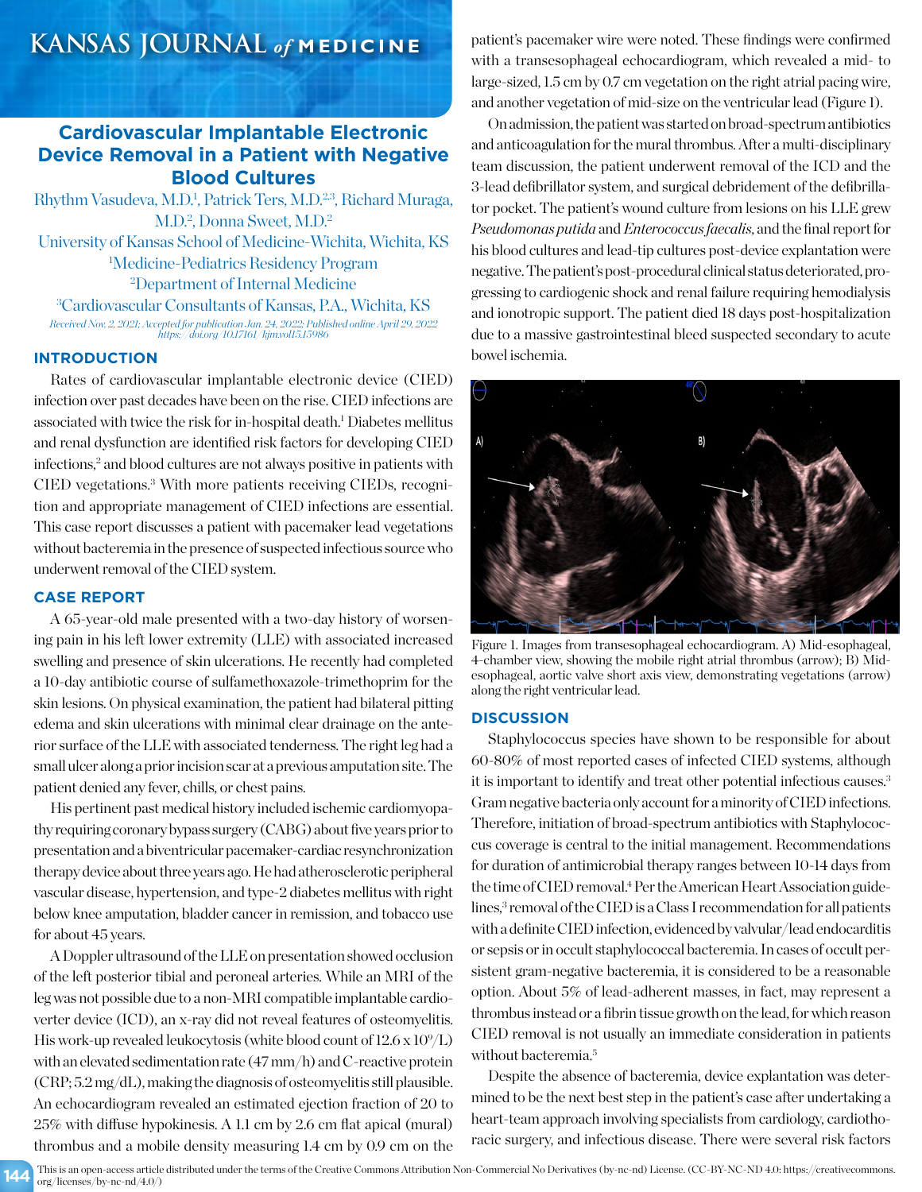# Cardiovascular Implantable Electronic Device Removal in a Patient with Negative Blood Cultures

Rhythm Vasudeva, M.D.[1], Patrick Ters, M.D.[2,3], Richard Muraga, M.D.[2], Donna Sweet, M.D.[2]

University of Kansas School of Medicine-Wichita, Wichita, KS
[1]Medicine-Pediatrics Residency Program
[2]Department of Internal Medicine
[3]Cardiovascular Consultants of Kansas, P.A., Wichita, KS

*Received Nov. 2, 2021; Accepted for publication Jan. 24, 2022; Published online April 29, 2022*
*https://doi.org/10.17161/kjm.vol15.15986*

## INTRODUCTION

Rates of cardiovascular implantable electronic device (CIED) infection over past decades have been on the rise. CIED infections are associated with twice the risk for in-hospital death.[1] Diabetes mellitus and renal dysfunction are identified risk factors for developing CIED infections,[2] and blood cultures are not always positive in patients with CIED vegetations.[3] With more patients receiving CIEDs, recognition and appropriate management of CIED infections are essential. This case report discusses a patient with pacemaker lead vegetations without bacteremia in the presence of suspected infectious source who underwent removal of the CIED system.

## CASE REPORT

A 65-year-old male presented with a two-day history of worsening pain in his left lower extremity (LLE) with associated increased swelling and presence of skin ulcerations. He recently had completed a 10-day antibiotic course of sulfamethoxazole-trimethoprim for the skin lesions. On physical examination, the patient had bilateral pitting edema and skin ulcerations with minimal clear drainage on the anterior surface of the LLE with associated tenderness. The right leg had a small ulcer along a prior incision scar at a previous amputation site. The patient denied any fever, chills, or chest pains.

His pertinent past medical history included ischemic cardiomyopathy requiring coronary bypass surgery (CABG) about five years prior to presentation and a biventricular pacemaker-cardiac resynchronization therapy device about three years ago. He had atherosclerotic peripheral vascular disease, hypertension, and type-2 diabetes mellitus with right below knee amputation, bladder cancer in remission, and tobacco use for about 45 years.

A Doppler ultrasound of the LLE on presentation showed occlusion of the left posterior tibial and peroneal arteries. While an MRI of the leg was not possible due to a non-MRI compatible implantable cardioverter device (ICD), an x-ray did not reveal features of osteomyelitis. His work-up revealed leukocytosis (white blood count of $12.6 \times 10^9$/L) with an elevated sedimentation rate (47 mm/h) and C-reactive protein (CRP; 5.2 mg/dL), making the diagnosis of osteomyelitis still plausible. An echocardiogram revealed an estimated ejection fraction of 20 to 25% with diffuse hypokinesis. A 1.1 cm by 2.6 cm flat apical (mural) thrombus and a mobile density measuring 1.4 cm by 0.9 cm on the patient's pacemaker wire were noted. These findings were confirmed with a transesophageal echocardiogram, which revealed a mid- to large-sized, 1.5 cm by 0.7 cm vegetation on the right atrial pacing wire, and another vegetation of mid-size on the ventricular lead (Figure 1).

On admission, the patient was started on broad-spectrum antibiotics and anticoagulation for the mural thrombus. After a multi-disciplinary team discussion, the patient underwent removal of the ICD and the 3-lead defibrillator system, and surgical debridement of the defibrillator pocket. The patient's wound culture from lesions on his LLE grew *Pseudomonas putida* and *Enterococcus faecalis*, and the final report for his blood cultures and lead-tip cultures post-device explantation were negative. The patient's post-procedural clinical status deteriorated, progressing to cardiogenic shock and renal failure requiring hemodialysis and ionotropic support. The patient died 18 days post-hospitalization due to a massive gastrointestinal bleed suspected secondary to acute bowel ischemia.

Figure 1. Images from transesophageal echocardiogram. A) Mid-esophageal, 4-chamber view, showing the mobile right atrial thrombus (arrow); B) Mid-esophageal, aortic valve short axis view, demonstrating vegetations (arrow) along the right ventricular lead.

## DISCUSSION

Staphylococcus species have shown to be responsible for about 60-80% of most reported cases of infected CIED systems, although it is important to identify and treat other potential infectious causes.[3] Gram negative bacteria only account for a minority of CIED infections. Therefore, initiation of broad-spectrum antibiotics with Staphylococcus coverage is central to the initial management. Recommendations for duration of antimicrobial therapy ranges between 10-14 days from the time of CIED removal.[4] Per the American Heart Association guidelines,[3] removal of the CIED is a Class I recommendation for all patients with a definite CIED infection, evidenced by valvular/lead endocarditis or sepsis or in occult staphylococcal bacteremia. In cases of occult persistent gram-negative bacteremia, it is considered to be a reasonable option. About 5% of lead-adherent masses, in fact, may represent a thrombus instead or a fibrin tissue growth on the lead, for which reason CIED removal is not usually an immediate consideration in patients without bacteremia.[5]

Despite the absence of bacteremia, device explantation was determined to be the next best step in the patient's case after undertaking a heart-team approach involving specialists from cardiology, cardiothoracic surgery, and infectious disease. There were several risk factors

This is an open-access article distributed under the terms of the Creative Commons Attribution Non-Commercial No Derivatives (by-nc-nd) License. (CC-BY-NC-ND 4.0: https://creativecommons.org/licenses/by-nc-nd/4.0/)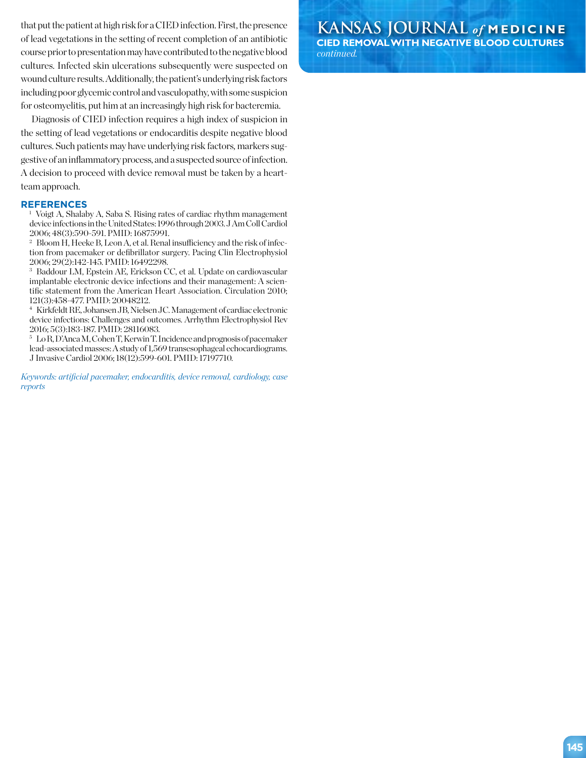that put the patient at high risk for a CIED infection. First, the presence of lead vegetations in the setting of recent completion of an antibiotic course prior to presentation may have contributed to the negative blood cultures. Infected skin ulcerations subsequently were suspected on wound culture results. Additionally, the patient's underlying risk factors including poor glycemic control and vasculopathy, with some suspicion for osteomyelitis, put him at an increasingly high risk for bacteremia.

Diagnosis of CIED infection requires a high index of suspicion in the setting of lead vegetations or endocarditis despite negative blood cultures. Such patients may have underlying risk factors, markers suggestive of an inflammatory process, and a suspected source of infection. A decision to proceed with device removal must be taken by a heart-team approach.

## REFERENCES

[1] Voigt A, Shalaby A, Saba S. Rising rates of cardiac rhythm management device infections in the United States: 1996 through 2003. J Am Coll Cardiol 2006; 48(3):590-591. PMID: 16875991.

[2] Bloom H, Heeke B, Leon A, et al. Renal insufficiency and the risk of infection from pacemaker or defibrillator surgery. Pacing Clin Electrophysiol 2006; 29(2):142-145. PMID: 16492298.

[3] Baddour LM, Epstein AE, Erickson CC, et al. Update on cardiovascular implantable electronic device infections and their management: A scientific statement from the American Heart Association. Circulation 2010; 121(3):458-477. PMID: 20048212.

[4] Kirkfeldt RE, Johansen JB, Nielsen JC. Management of cardiac electronic device infections: Challenges and outcomes. Arrhythm Electrophysiol Rev 2016; 5(3):183-187. PMID: 28116083.

[5] Lo R, D'Anca M, Cohen T, Kerwin T. Incidence and prognosis of pacemaker lead-associated masses: A study of 1,569 transesophageal echocardiograms. J Invasive Cardiol 2006; 18(12):599-601. PMID: 17197710.

*Keywords: artificial pacemaker, endocarditis, device removal, cardiology, case reports*